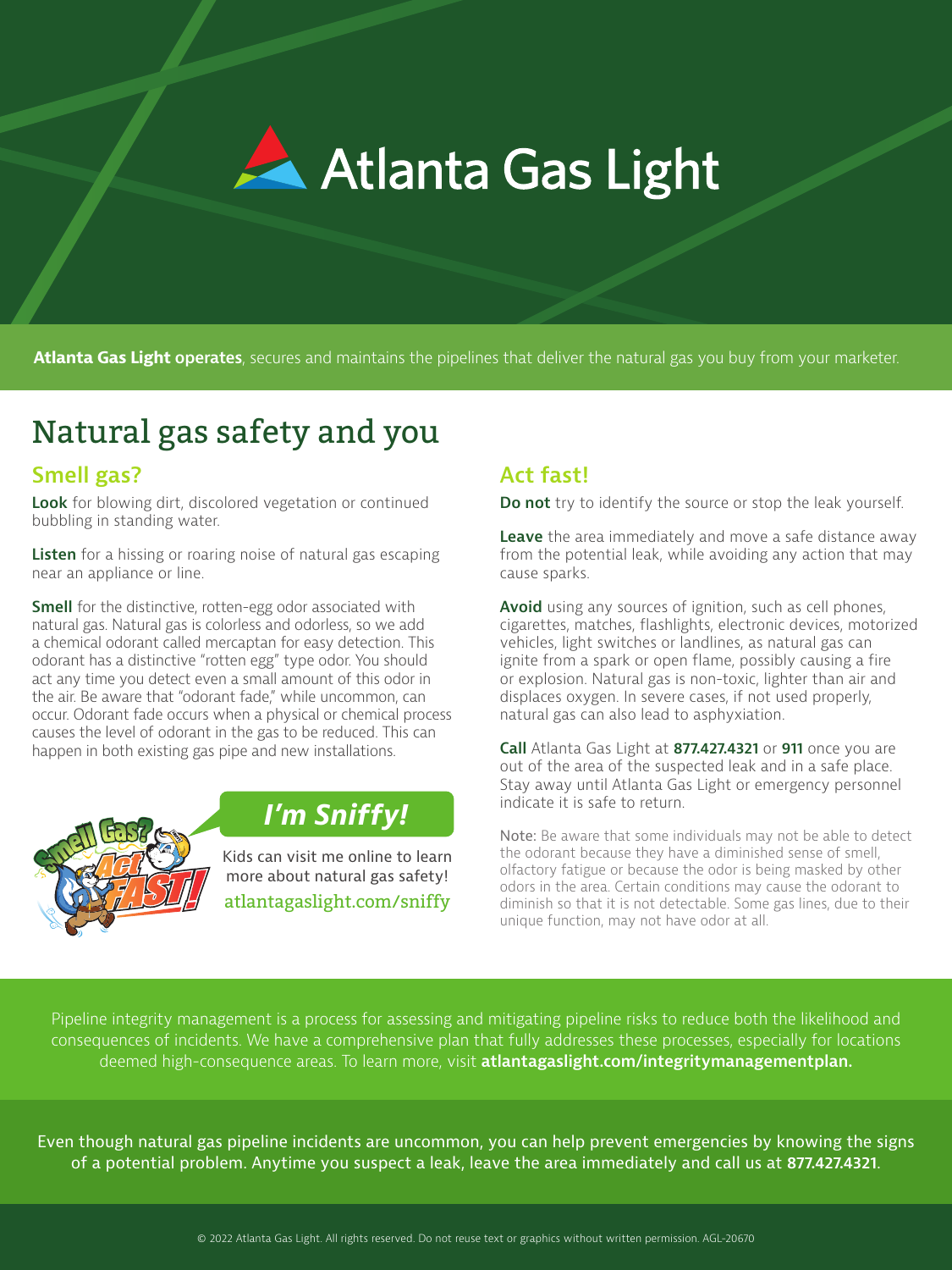# Atlanta Gas Light

**Atlanta Gas Light operates**, secures and maintains the pipelines that deliver the natural gas you buy from your marketer.

## Natural gas safety and you

### Smell gas?

**Look** for blowing dirt, discolored vegetation or continued bubbling in standing water.

**Listen** for a hissing or roaring noise of natural gas escaping near an appliance or line.

**Smell** for the distinctive, rotten-egg odor associated with natural gas. Natural gas is colorless and odorless, so we add a chemical odorant called mercaptan for easy detection. This odorant has a distinctive "rotten egg" type odor. You should act any time you detect even a small amount of this odor in the air. Be aware that "odorant fade," while uncommon, can occur. Odorant fade occurs when a physical or chemical process causes the level of odorant in the gas to be reduced. This can happen in both existing gas pipe and new installations.

### *I'm Sniffy!*

Kids can visit me online to learn more about natural gas safety!
atlantagaslight.com/sniffy

### Act fast!

**Do not** try to identify the source or stop the leak yourself.

**Leave** the area immediately and move a safe distance away from the potential leak, while avoiding any action that may cause sparks.

**Avoid** using any sources of ignition, such as cell phones, cigarettes, matches, flashlights, electronic devices, motorized vehicles, light switches or landlines, as natural gas can ignite from a spark or open flame, possibly causing a fire or explosion. Natural gas is non-toxic, lighter than air and displaces oxygen. In severe cases, if not used properly, natural gas can also lead to asphyxiation.

**Call** Atlanta Gas Light at **877.427.4321** or **911** once you are out of the area of the suspected leak and in a safe place. Stay away until Atlanta Gas Light or emergency personnel indicate it is safe to return.

Note: Be aware that some individuals may not be able to detect the odorant because they have a diminished sense of smell, olfactory fatigue or because the odor is being masked by other odors in the area. Certain conditions may cause the odorant to diminish so that it is not detectable. Some gas lines, due to their unique function, may not have odor at all.

Pipeline integrity management is a process for assessing and mitigating pipeline risks to reduce both the likelihood and consequences of incidents. We have a comprehensive plan that fully addresses these processes, especially for locations deemed high-consequence areas. To learn more, visit **atlantagaslight.com/integritymanagementplan.**

Even though natural gas pipeline incidents are uncommon, you can help prevent emergencies by knowing the signs of a potential problem. Anytime you suspect a leak, leave the area immediately and call us at **877.427.4321**.

© 2022 Atlanta Gas Light. All rights reserved. Do not reuse text or graphics without written permission. AGL-20670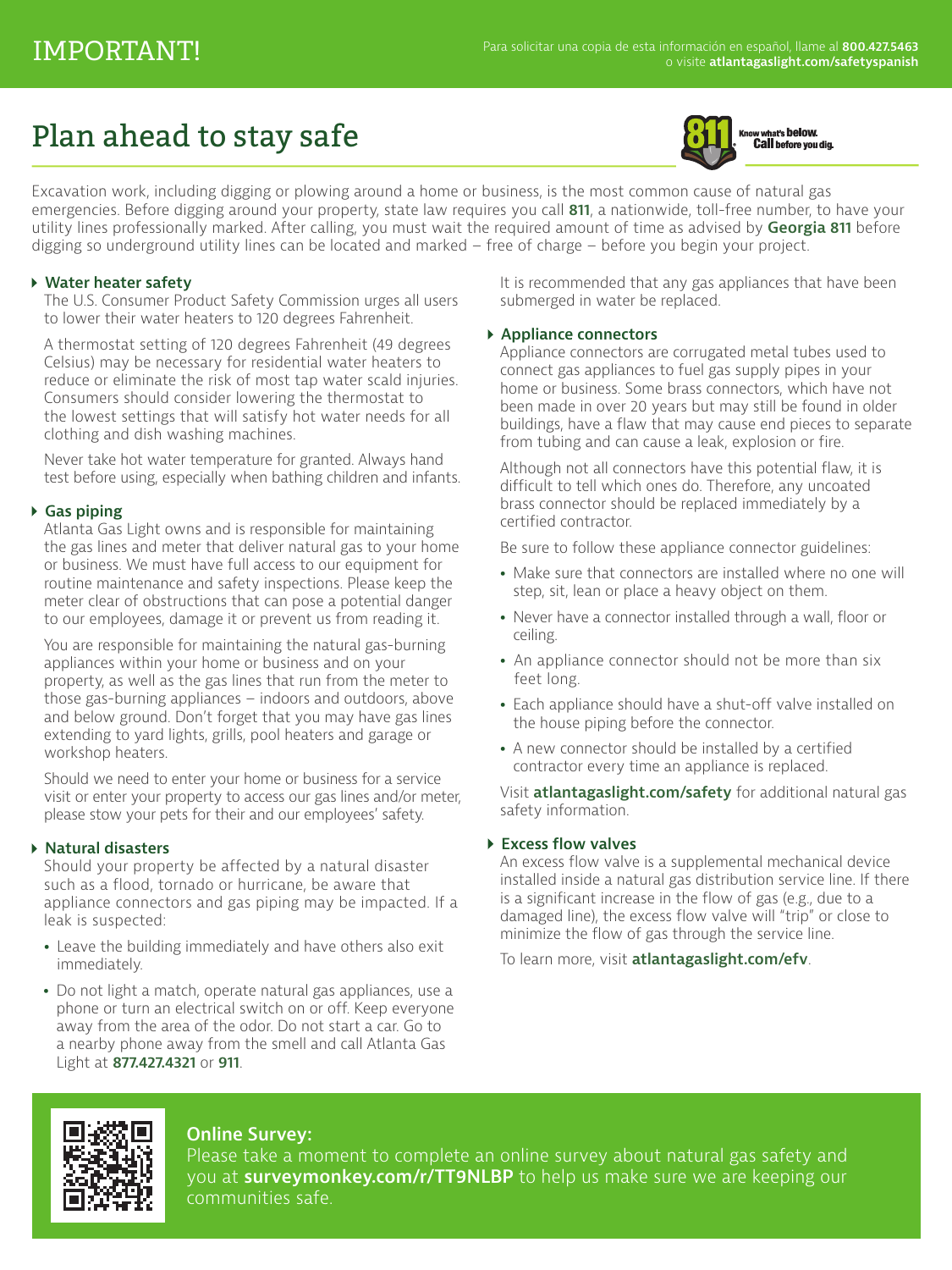IMPORTANT!

Para solicitar una copia de esta información en español, llame al **800.427.5463** o visite **atlantagaslight.com/safetyspanish**

# Plan ahead to stay safe

Know what's **below.** **Call** before you dig.

Excavation work, including digging or plowing around a home or business, is the most common cause of natural gas emergencies. Before digging around your property, state law requires you call **811**, a nationwide, toll-free number, to have your utility lines professionally marked. After calling, you must wait the required amount of time as advised by **Georgia 811** before digging so underground utility lines can be located and marked – free of charge – before you begin your project.

## Water heater safety

The U.S. Consumer Product Safety Commission urges all users to lower their water heaters to 120 degrees Fahrenheit.

A thermostat setting of 120 degrees Fahrenheit (49 degrees Celsius) may be necessary for residential water heaters to reduce or eliminate the risk of most tap water scald injuries. Consumers should consider lowering the thermostat to the lowest settings that will satisfy hot water needs for all clothing and dish washing machines.

Never take hot water temperature for granted. Always hand test before using, especially when bathing children and infants.

## Gas piping

Atlanta Gas Light owns and is responsible for maintaining the gas lines and meter that deliver natural gas to your home or business. We must have full access to our equipment for routine maintenance and safety inspections. Please keep the meter clear of obstructions that can pose a potential danger to our employees, damage it or prevent us from reading it.

You are responsible for maintaining the natural gas-burning appliances within your home or business and on your property, as well as the gas lines that run from the meter to those gas-burning appliances – indoors and outdoors, above and below ground. Don't forget that you may have gas lines extending to yard lights, grills, pool heaters and garage or workshop heaters.

Should we need to enter your home or business for a service visit or enter your property to access our gas lines and/or meter, please stow your pets for their and our employees' safety.

## Natural disasters

Should your property be affected by a natural disaster such as a flood, tornado or hurricane, be aware that appliance connectors and gas piping may be impacted. If a leak is suspected:

- Leave the building immediately and have others also exit immediately.
- Do not light a match, operate natural gas appliances, use a phone or turn an electrical switch on or off. Keep everyone away from the area of the odor. Do not start a car. Go to a nearby phone away from the smell and call Atlanta Gas Light at **877.427.4321** or **911**.

It is recommended that any gas appliances that have been submerged in water be replaced.

## Appliance connectors

Appliance connectors are corrugated metal tubes used to connect gas appliances to fuel gas supply pipes in your home or business. Some brass connectors, which have not been made in over 20 years but may still be found in older buildings, have a flaw that may cause end pieces to separate from tubing and can cause a leak, explosion or fire.

Although not all connectors have this potential flaw, it is difficult to tell which ones do. Therefore, any uncoated brass connector should be replaced immediately by a certified contractor.

Be sure to follow these appliance connector guidelines:

- Make sure that connectors are installed where no one will step, sit, lean or place a heavy object on them.
- Never have a connector installed through a wall, floor or ceiling.
- An appliance connector should not be more than six feet long.
- Each appliance should have a shut-off valve installed on the house piping before the connector.
- A new connector should be installed by a certified contractor every time an appliance is replaced.

Visit **atlantagaslight.com/safety** for additional natural gas safety information.

## Excess flow valves

An excess flow valve is a supplemental mechanical device installed inside a natural gas distribution service line. If there is a significant increase in the flow of gas (e.g., due to a damaged line), the excess flow valve will "trip" or close to minimize the flow of gas through the service line.

To learn more, visit **atlantagaslight.com/efv**.

## Online Survey:

Please take a moment to complete an online survey about natural gas safety and you at **surveymonkey.com/r/TT9NLBP** to help us make sure we are keeping our communities safe.